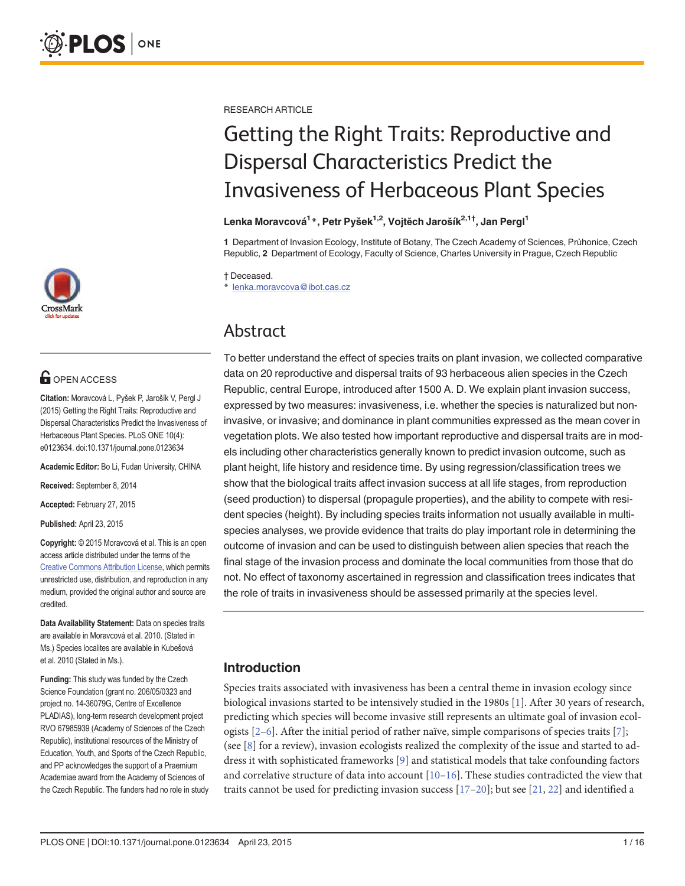RESEARCH ARTICLE

# Getting the Right Traits: Reproductive and Dispersal Characteristics Predict the Invasiveness of Herbaceous Plant Species

**Lenka Moravcová[1]\*, Petr Pyšek[1,2], Vojtěch Jarošík[2,1†], Jan Pergl[1]**

**1** Department of Invasion Ecology, Institute of Botany, The Czech Academy of Sciences, Průhonice, Czech Republic, **2** Department of Ecology, Faculty of Science, Charles University in Prague, Czech Republic

† Deceased.
\* lenka.moravcova@ibot.cas.cz

OPEN ACCESS

**Citation:** Moravcová L, Pyšek P, Jarošík V, Pergl J (2015) Getting the Right Traits: Reproductive and Dispersal Characteristics Predict the Invasiveness of Herbaceous Plant Species. PLoS ONE 10(4): e0123634. doi:10.1371/journal.pone.0123634

**Academic Editor:** Bo Li, Fudan University, CHINA

**Received:** September 8, 2014

**Accepted:** February 27, 2015

**Published:** April 23, 2015

**Copyright:** © 2015 Moravcová et al. This is an open access article distributed under the terms of the Creative Commons Attribution License, which permits unrestricted use, distribution, and reproduction in any medium, provided the original author and source are credited.

**Data Availability Statement:** Data on species traits are available in Moravcová et al. 2010. (Stated in Ms.) Species localites are available in Kubešová et al. 2010 (Stated in Ms.).

**Funding:** This study was funded by the Czech Science Foundation (grant no. 206/05/0323 and project no. 14-36079G, Centre of Excellence PLADIAS), long-term research development project RVO 67985939 (Academy of Sciences of the Czech Republic), institutional resources of the Ministry of Education, Youth, and Sports of the Czech Republic, and PP acknowledges the support of a Praemium Academiae award from the Academy of Sciences of the Czech Republic. The funders had no role in study

## Abstract

To better understand the effect of species traits on plant invasion, we collected comparative data on 20 reproductive and dispersal traits of 93 herbaceous alien species in the Czech Republic, central Europe, introduced after 1500 A. D. We explain plant invasion success, expressed by two measures: invasiveness, i.e. whether the species is naturalized but non-invasive, or invasive; and dominance in plant communities expressed as the mean cover in vegetation plots. We also tested how important reproductive and dispersal traits are in models including other characteristics generally known to predict invasion outcome, such as plant height, life history and residence time. By using regression/classification trees we show that the biological traits affect invasion success at all life stages, from reproduction (seed production) to dispersal (propagule properties), and the ability to compete with resident species (height). By including species traits information not usually available in multi-species analyses, we provide evidence that traits do play important role in determining the outcome of invasion and can be used to distinguish between alien species that reach the final stage of the invasion process and dominate the local communities from those that do not. No effect of taxonomy ascertained in regression and classification trees indicates that the role of traits in invasiveness should be assessed primarily at the species level.

## Introduction

Species traits associated with invasiveness has been a central theme in invasion ecology since biological invasions started to be intensively studied in the 1980s [1]. After 30 years of research, predicting which species will become invasive still represents an ultimate goal of invasion ecologists [2–6]. After the initial period of rather naïve, simple comparisons of species traits [7]; (see [8] for a review), invasion ecologists realized the complexity of the issue and started to address it with sophisticated frameworks [9] and statistical models that take confounding factors and correlative structure of data into account [10–16]. These studies contradicted the view that traits cannot be used for predicting invasion success [17–20]; but see [21, 22] and identified a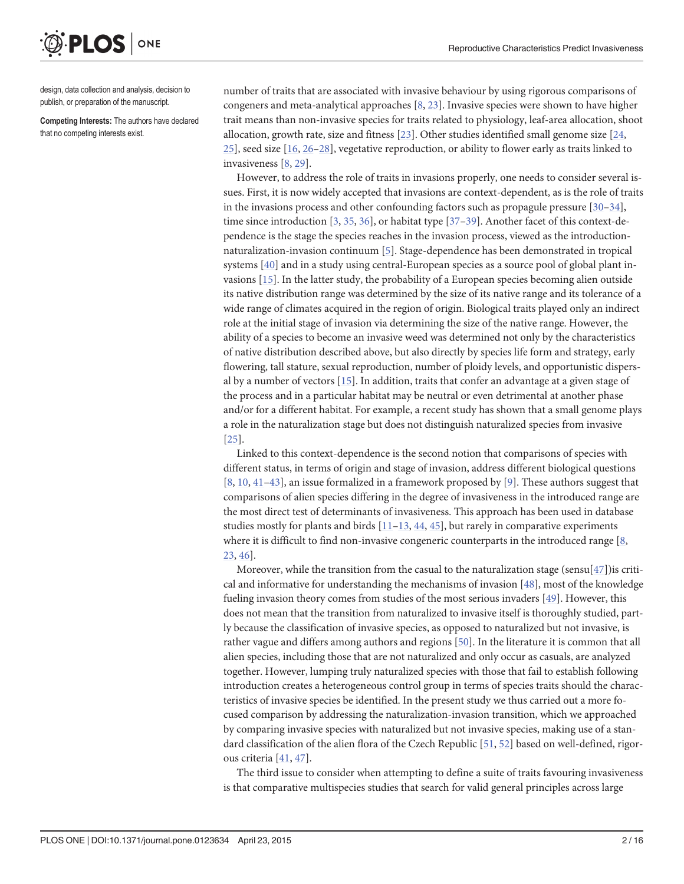design, data collection and analysis, decision to publish, or preparation of the manuscript.

**Competing Interests:** The authors have declared that no competing interests exist.

number of traits that are associated with invasive behaviour by using rigorous comparisons of congeners and meta-analytical approaches [8, 23]. Invasive species were shown to have higher trait means than non-invasive species for traits related to physiology, leaf-area allocation, shoot allocation, growth rate, size and fitness [23]. Other studies identified small genome size [24, 25], seed size [16, 26–28], vegetative reproduction, or ability to flower early as traits linked to invasiveness [8, 29].

However, to address the role of traits in invasions properly, one needs to consider several issues. First, it is now widely accepted that invasions are context-dependent, as is the role of traits in the invasions process and other confounding factors such as propagule pressure [30–34], time since introduction [3, 35, 36], or habitat type [37–39]. Another facet of this context-dependence is the stage the species reaches in the invasion process, viewed as the introduction-naturalization-invasion continuum [5]. Stage-dependence has been demonstrated in tropical systems [40] and in a study using central-European species as a source pool of global plant invasions [15]. In the latter study, the probability of a European species becoming alien outside its native distribution range was determined by the size of its native range and its tolerance of a wide range of climates acquired in the region of origin. Biological traits played only an indirect role at the initial stage of invasion via determining the size of the native range. However, the ability of a species to become an invasive weed was determined not only by the characteristics of native distribution described above, but also directly by species life form and strategy, early flowering, tall stature, sexual reproduction, number of ploidy levels, and opportunistic dispersal by a number of vectors [15]. In addition, traits that confer an advantage at a given stage of the process and in a particular habitat may be neutral or even detrimental at another phase and/or for a different habitat. For example, a recent study has shown that a small genome plays a role in the naturalization stage but does not distinguish naturalized species from invasive [25].

Linked to this context-dependence is the second notion that comparisons of species with different status, in terms of origin and stage of invasion, address different biological questions [8, 10, 41–43], an issue formalized in a framework proposed by [9]. These authors suggest that comparisons of alien species differing in the degree of invasiveness in the introduced range are the most direct test of determinants of invasiveness. This approach has been used in database studies mostly for plants and birds [11–13, 44, 45], but rarely in comparative experiments where it is difficult to find non-invasive congeneric counterparts in the introduced range [8, 23, 46].

Moreover, while the transition from the casual to the naturalization stage (sensu[47])is critical and informative for understanding the mechanisms of invasion [48], most of the knowledge fueling invasion theory comes from studies of the most serious invaders [49]. However, this does not mean that the transition from naturalized to invasive itself is thoroughly studied, partly because the classification of invasive species, as opposed to naturalized but not invasive, is rather vague and differs among authors and regions [50]. In the literature it is common that all alien species, including those that are not naturalized and only occur as casuals, are analyzed together. However, lumping truly naturalized species with those that fail to establish following introduction creates a heterogeneous control group in terms of species traits should the characteristics of invasive species be identified. In the present study we thus carried out a more focused comparison by addressing the naturalization-invasion transition, which we approached by comparing invasive species with naturalized but not invasive species, making use of a standard classification of the alien flora of the Czech Republic [51, 52] based on well-defined, rigorous criteria [41, 47].

The third issue to consider when attempting to define a suite of traits favouring invasiveness is that comparative multispecies studies that search for valid general principles across large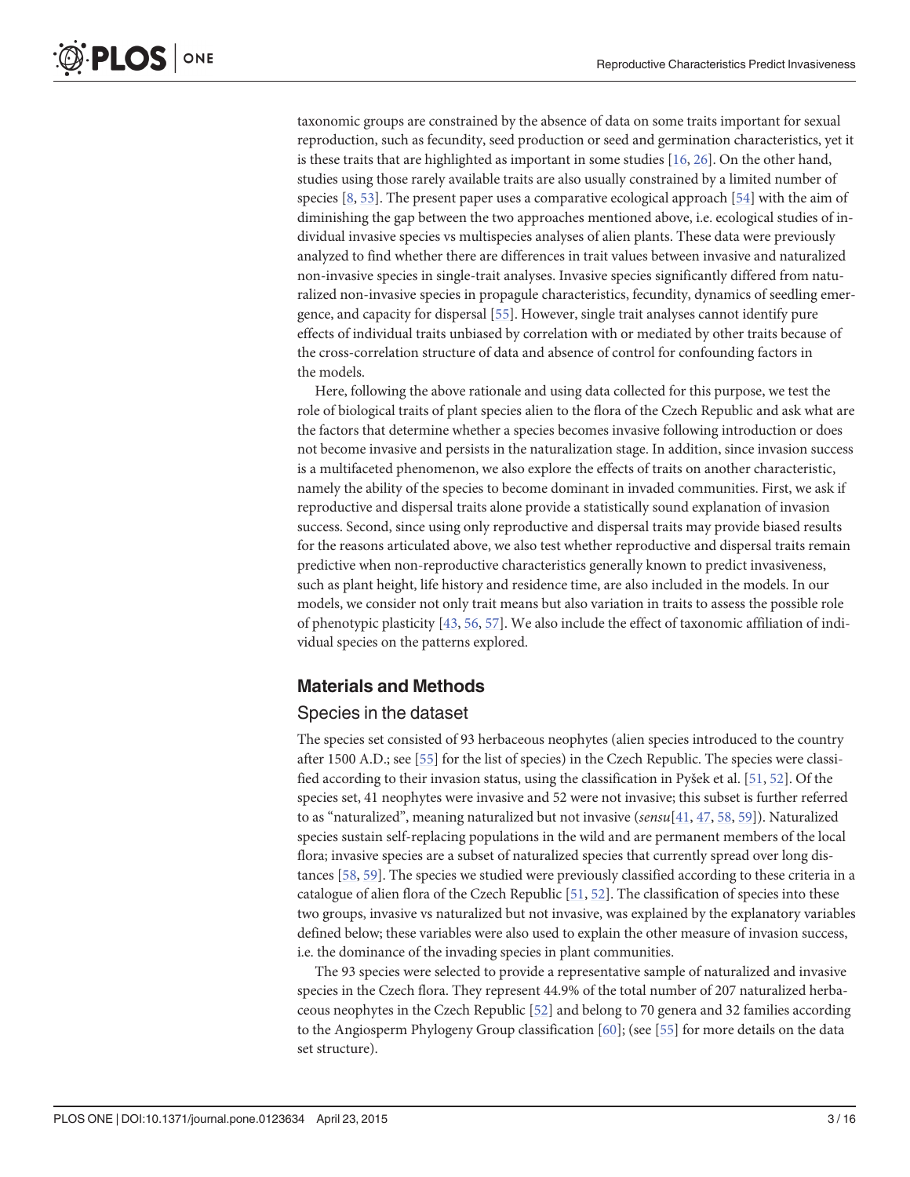taxonomic groups are constrained by the absence of data on some traits important for sexual reproduction, such as fecundity, seed production or seed and germination characteristics, yet it is these traits that are highlighted as important in some studies [16, 26]. On the other hand, studies using those rarely available traits are also usually constrained by a limited number of species [8, 53]. The present paper uses a comparative ecological approach [54] with the aim of diminishing the gap between the two approaches mentioned above, i.e. ecological studies of individual invasive species vs multispecies analyses of alien plants. These data were previously analyzed to find whether there are differences in trait values between invasive and naturalized non-invasive species in single-trait analyses. Invasive species significantly differed from naturalized non-invasive species in propagule characteristics, fecundity, dynamics of seedling emergence, and capacity for dispersal [55]. However, single trait analyses cannot identify pure effects of individual traits unbiased by correlation with or mediated by other traits because of the cross-correlation structure of data and absence of control for confounding factors in the models.

Here, following the above rationale and using data collected for this purpose, we test the role of biological traits of plant species alien to the flora of the Czech Republic and ask what are the factors that determine whether a species becomes invasive following introduction or does not become invasive and persists in the naturalization stage. In addition, since invasion success is a multifaceted phenomenon, we also explore the effects of traits on another characteristic, namely the ability of the species to become dominant in invaded communities. First, we ask if reproductive and dispersal traits alone provide a statistically sound explanation of invasion success. Second, since using only reproductive and dispersal traits may provide biased results for the reasons articulated above, we also test whether reproductive and dispersal traits remain predictive when non-reproductive characteristics generally known to predict invasiveness, such as plant height, life history and residence time, are also included in the models. In our models, we consider not only trait means but also variation in traits to assess the possible role of phenotypic plasticity [43, 56, 57]. We also include the effect of taxonomic affiliation of individual species on the patterns explored.

## Materials and Methods

### Species in the dataset

The species set consisted of 93 herbaceous neophytes (alien species introduced to the country after 1500 A.D.; see [55] for the list of species) in the Czech Republic. The species were classified according to their invasion status, using the classification in Pyšek et al. [51, 52]. Of the species set, 41 neophytes were invasive and 52 were not invasive; this subset is further referred to as "naturalized", meaning naturalized but not invasive (*sensu*[41, 47, 58, 59]). Naturalized species sustain self-replacing populations in the wild and are permanent members of the local flora; invasive species are a subset of naturalized species that currently spread over long distances [58, 59]. The species we studied were previously classified according to these criteria in a catalogue of alien flora of the Czech Republic [51, 52]. The classification of species into these two groups, invasive vs naturalized but not invasive, was explained by the explanatory variables defined below; these variables were also used to explain the other measure of invasion success, i.e. the dominance of the invading species in plant communities.

The 93 species were selected to provide a representative sample of naturalized and invasive species in the Czech flora. They represent 44.9% of the total number of 207 naturalized herbaceous neophytes in the Czech Republic [52] and belong to 70 genera and 32 families according to the Angiosperm Phylogeny Group classification [60]; (see [55] for more details on the data set structure).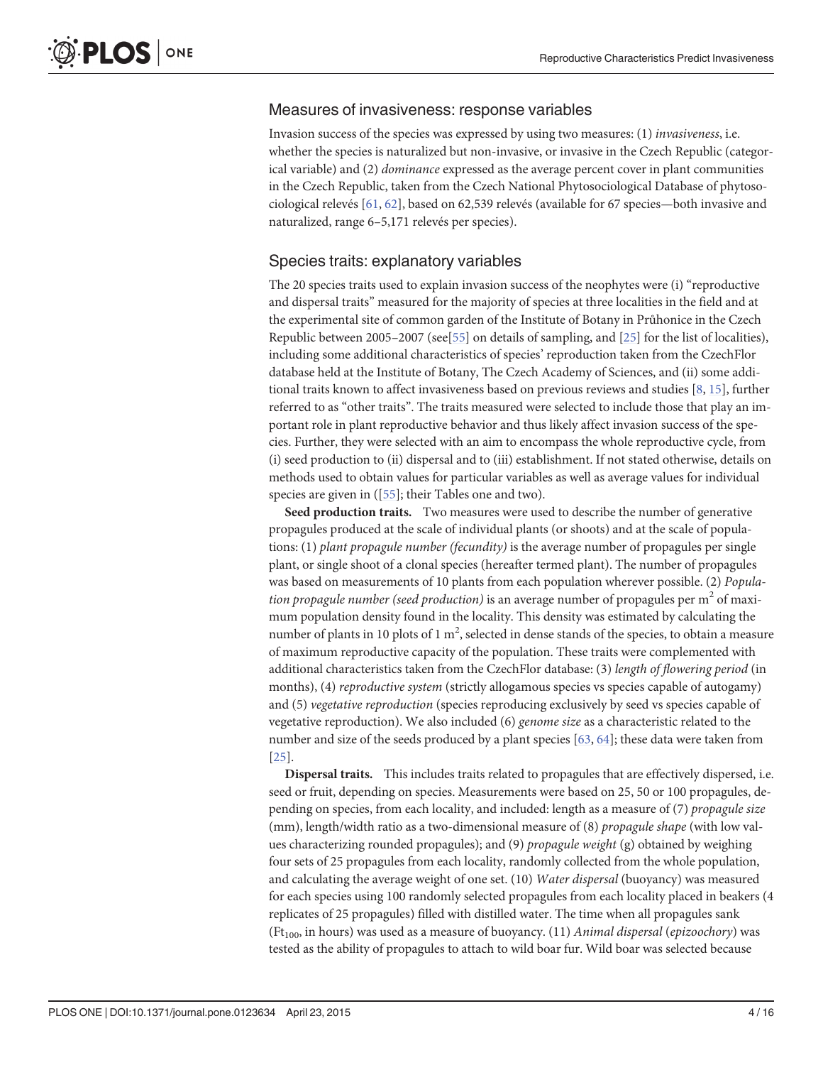## Measures of invasiveness: response variables

Invasion success of the species was expressed by using two measures: (1) *invasiveness*, i.e. whether the species is naturalized but non-invasive, or invasive in the Czech Republic (categorical variable) and (2) *dominance* expressed as the average percent cover in plant communities in the Czech Republic, taken from the Czech National Phytosociological Database of phytosociological relevés [61, 62], based on 62,539 relevés (available for 67 species—both invasive and naturalized, range 6–5,171 relevés per species).

## Species traits: explanatory variables

The 20 species traits used to explain invasion success of the neophytes were (i) "reproductive and dispersal traits" measured for the majority of species at three localities in the field and at the experimental site of common garden of the Institute of Botany in Průhonice in the Czech Republic between 2005–2007 (see[55] on details of sampling, and [25] for the list of localities), including some additional characteristics of species' reproduction taken from the CzechFlor database held at the Institute of Botany, The Czech Academy of Sciences, and (ii) some additional traits known to affect invasiveness based on previous reviews and studies [8, 15], further referred to as "other traits". The traits measured were selected to include those that play an important role in plant reproductive behavior and thus likely affect invasion success of the species. Further, they were selected with an aim to encompass the whole reproductive cycle, from (i) seed production to (ii) dispersal and to (iii) establishment. If not stated otherwise, details on methods used to obtain values for particular variables as well as average values for individual species are given in ([55]; their Tables one and two).

**Seed production traits.** Two measures were used to describe the number of generative propagules produced at the scale of individual plants (or shoots) and at the scale of populations: (1) *plant propagule number (fecundity)* is the average number of propagules per single plant, or single shoot of a clonal species (hereafter termed plant). The number of propagules was based on measurements of 10 plants from each population wherever possible. (2) *Population propagule number (seed production)* is an average number of propagules per $m^2$ of maximum population density found in the locality. This density was estimated by calculating the number of plants in 10 plots of 1 $m^2$, selected in dense stands of the species, to obtain a measure of maximum reproductive capacity of the population. These traits were complemented with additional characteristics taken from the CzechFlor database: (3) *length of flowering period* (in months), (4) *reproductive system* (strictly allogamous species vs species capable of autogamy) and (5) *vegetative reproduction* (species reproducing exclusively by seed vs species capable of vegetative reproduction). We also included (6) *genome size* as a characteristic related to the number and size of the seeds produced by a plant species [63, 64]; these data were taken from [25].

**Dispersal traits.** This includes traits related to propagules that are effectively dispersed, i.e. seed or fruit, depending on species. Measurements were based on 25, 50 or 100 propagules, depending on species, from each locality, and included: length as a measure of (7) *propagule size* (mm), length/width ratio as a two-dimensional measure of (8) *propagule shape* (with low values characterizing rounded propagules); and (9) *propagule weight* (g) obtained by weighing four sets of 25 propagules from each locality, randomly collected from the whole population, and calculating the average weight of one set. (10) *Water dispersal* (buoyancy) was measured for each species using 100 randomly selected propagules from each locality placed in beakers (4 replicates of 25 propagules) filled with distilled water. The time when all propagules sank ($Ft_{100}$, in hours) was used as a measure of buoyancy. (11) *Animal dispersal* (*epizoochory*) was tested as the ability of propagules to attach to wild boar fur. Wild boar was selected because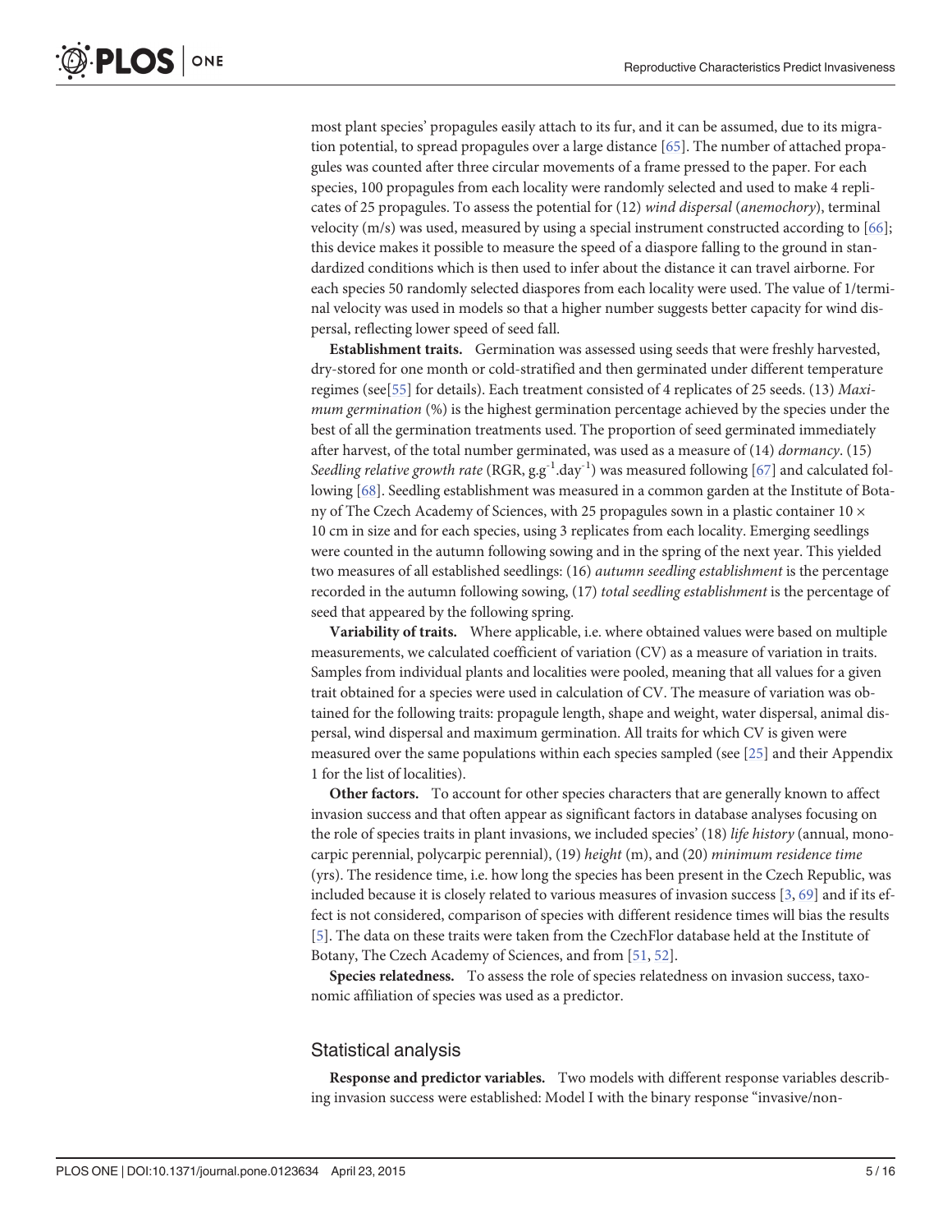most plant species' propagules easily attach to its fur, and it can be assumed, due to its migration potential, to spread propagules over a large distance [65]. The number of attached propagules was counted after three circular movements of a frame pressed to the paper. For each species, 100 propagules from each locality were randomly selected and used to make 4 replicates of 25 propagules. To assess the potential for (12) *wind dispersal* (*anemochory*), terminal velocity (m/s) was used, measured by using a special instrument constructed according to [66]; this device makes it possible to measure the speed of a diaspore falling to the ground in standardized conditions which is then used to infer about the distance it can travel airborne. For each species 50 randomly selected diaspores from each locality were used. The value of 1/terminal velocity was used in models so that a higher number suggests better capacity for wind dispersal, reflecting lower speed of seed fall.

**Establishment traits.** Germination was assessed using seeds that were freshly harvested, dry-stored for one month or cold-stratified and then germinated under different temperature regimes (see[55] for details). Each treatment consisted of 4 replicates of 25 seeds. (13) *Maximum germination* (%) is the highest germination percentage achieved by the species under the best of all the germination treatments used. The proportion of seed germinated immediately after harvest, of the total number germinated, was used as a measure of (14) *dormancy*. (15) *Seedling relative growth rate* (RGR, $g.g^{-1}.day^{-1}$) was measured following [67] and calculated following [68]. Seedling establishment was measured in a common garden at the Institute of Botany of The Czech Academy of Sciences, with 25 propagules sown in a plastic container $10 \times 10$ cm in size and for each species, using 3 replicates from each locality. Emerging seedlings were counted in the autumn following sowing and in the spring of the next year. This yielded two measures of all established seedlings: (16) *autumn seedling establishment* is the percentage recorded in the autumn following sowing, (17) *total seedling establishment* is the percentage of seed that appeared by the following spring.

**Variability of traits.** Where applicable, i.e. where obtained values were based on multiple measurements, we calculated coefficient of variation (CV) as a measure of variation in traits. Samples from individual plants and localities were pooled, meaning that all values for a given trait obtained for a species were used in calculation of CV. The measure of variation was obtained for the following traits: propagule length, shape and weight, water dispersal, animal dispersal, wind dispersal and maximum germination. All traits for which CV is given were measured over the same populations within each species sampled (see [25] and their Appendix 1 for the list of localities).

**Other factors.** To account for other species characters that are generally known to affect invasion success and that often appear as significant factors in database analyses focusing on the role of species traits in plant invasions, we included species' (18) *life history* (annual, monocarpic perennial, polycarpic perennial), (19) *height* (m), and (20) *minimum residence time* (yrs). The residence time, i.e. how long the species has been present in the Czech Republic, was included because it is closely related to various measures of invasion success [3, 69] and if its effect is not considered, comparison of species with different residence times will bias the results [5]. The data on these traits were taken from the CzechFlor database held at the Institute of Botany, The Czech Academy of Sciences, and from [51, 52].

**Species relatedness.** To assess the role of species relatedness on invasion success, taxonomic affiliation of species was used as a predictor.

## Statistical analysis

**Response and predictor variables.** Two models with different response variables describing invasion success were established: Model I with the binary response "invasive/non-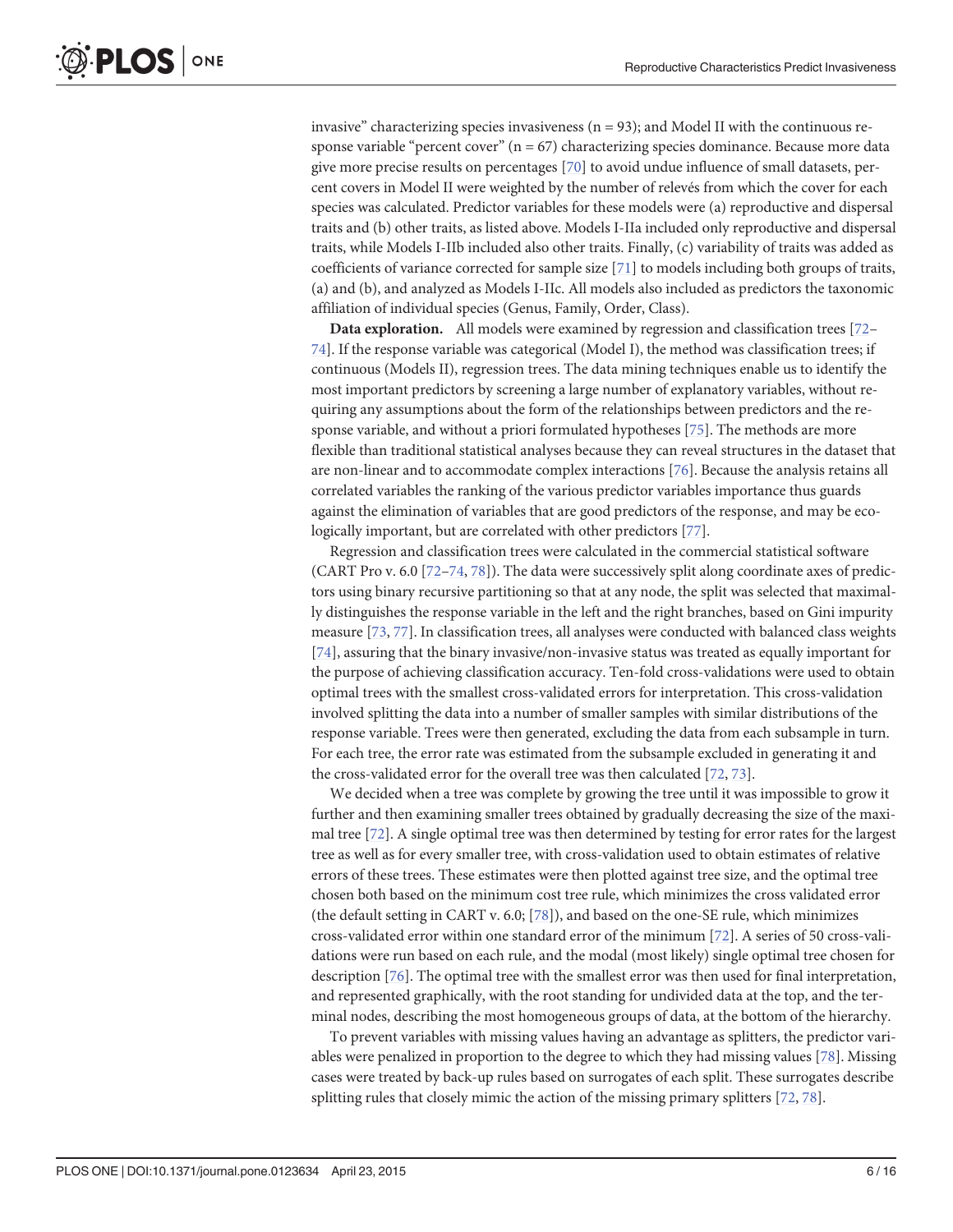invasive" characterizing species invasiveness (n = 93); and Model II with the continuous response variable "percent cover" (n = 67) characterizing species dominance. Because more data give more precise results on percentages [70] to avoid undue influence of small datasets, percent covers in Model II were weighted by the number of relevés from which the cover for each species was calculated. Predictor variables for these models were (a) reproductive and dispersal traits and (b) other traits, as listed above. Models I-IIa included only reproductive and dispersal traits, while Models I-IIb included also other traits. Finally, (c) variability of traits was added as coefficients of variance corrected for sample size [71] to models including both groups of traits, (a) and (b), and analyzed as Models I-IIc. All models also included as predictors the taxonomic affiliation of individual species (Genus, Family, Order, Class).

**Data exploration.** All models were examined by regression and classification trees [72–74]. If the response variable was categorical (Model I), the method was classification trees; if continuous (Models II), regression trees. The data mining techniques enable us to identify the most important predictors by screening a large number of explanatory variables, without requiring any assumptions about the form of the relationships between predictors and the response variable, and without a priori formulated hypotheses [75]. The methods are more flexible than traditional statistical analyses because they can reveal structures in the dataset that are non-linear and to accommodate complex interactions [76]. Because the analysis retains all correlated variables the ranking of the various predictor variables importance thus guards against the elimination of variables that are good predictors of the response, and may be ecologically important, but are correlated with other predictors [77].

Regression and classification trees were calculated in the commercial statistical software (CART Pro v. 6.0 [72–74, 78]). The data were successively split along coordinate axes of predictors using binary recursive partitioning so that at any node, the split was selected that maximally distinguishes the response variable in the left and the right branches, based on Gini impurity measure [73, 77]. In classification trees, all analyses were conducted with balanced class weights [74], assuring that the binary invasive/non-invasive status was treated as equally important for the purpose of achieving classification accuracy. Ten-fold cross-validations were used to obtain optimal trees with the smallest cross-validated errors for interpretation. This cross-validation involved splitting the data into a number of smaller samples with similar distributions of the response variable. Trees were then generated, excluding the data from each subsample in turn. For each tree, the error rate was estimated from the subsample excluded in generating it and the cross-validated error for the overall tree was then calculated [72, 73].

We decided when a tree was complete by growing the tree until it was impossible to grow it further and then examining smaller trees obtained by gradually decreasing the size of the maximal tree [72]. A single optimal tree was then determined by testing for error rates for the largest tree as well as for every smaller tree, with cross-validation used to obtain estimates of relative errors of these trees. These estimates were then plotted against tree size, and the optimal tree chosen both based on the minimum cost tree rule, which minimizes the cross validated error (the default setting in CART v. 6.0; [78]), and based on the one-SE rule, which minimizes cross-validated error within one standard error of the minimum [72]. A series of 50 cross-validations were run based on each rule, and the modal (most likely) single optimal tree chosen for description [76]. The optimal tree with the smallest error was then used for final interpretation, and represented graphically, with the root standing for undivided data at the top, and the terminal nodes, describing the most homogeneous groups of data, at the bottom of the hierarchy.

To prevent variables with missing values having an advantage as splitters, the predictor variables were penalized in proportion to the degree to which they had missing values [78]. Missing cases were treated by back-up rules based on surrogates of each split. These surrogates describe splitting rules that closely mimic the action of the missing primary splitters [72, 78].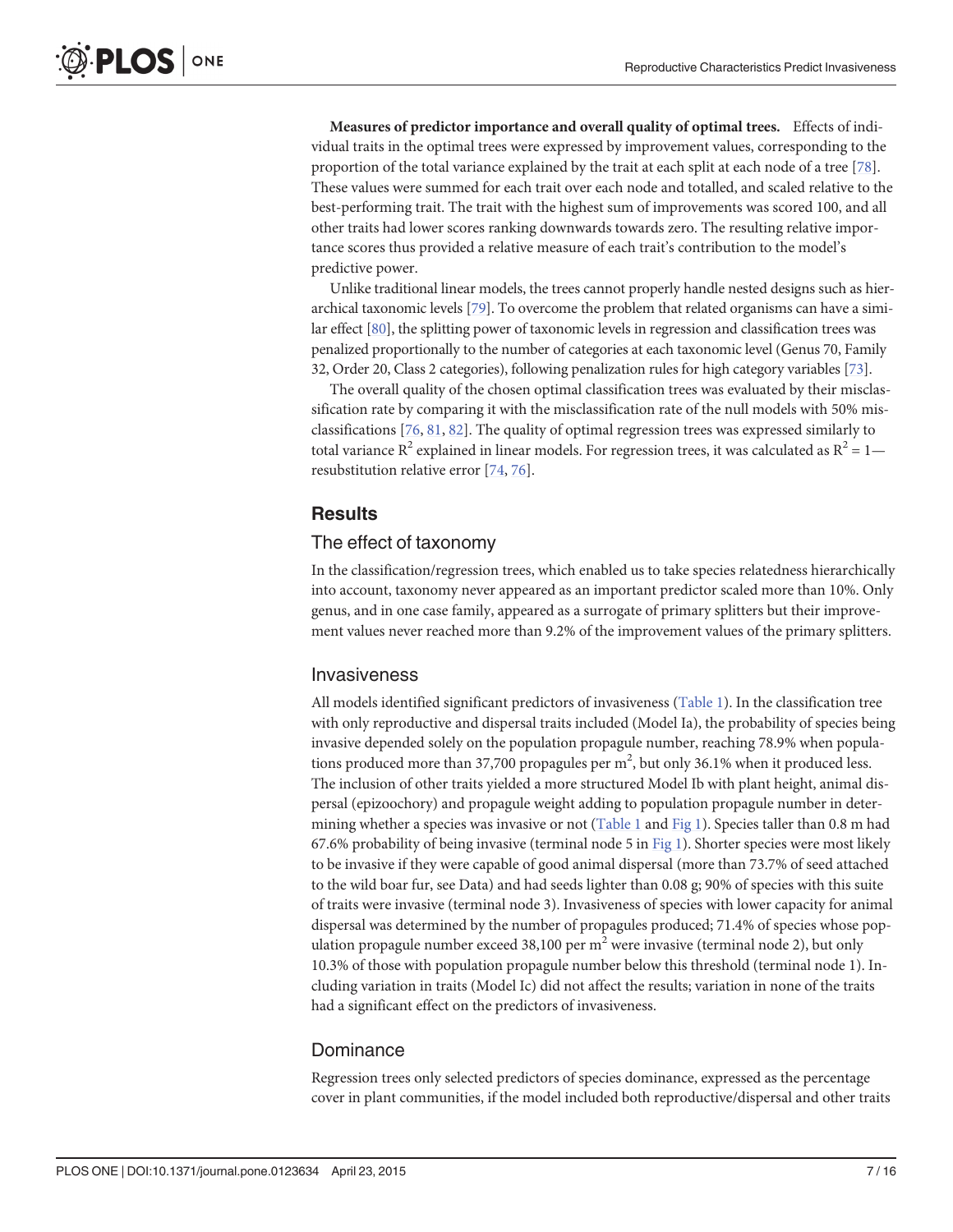**Measures of predictor importance and overall quality of optimal trees.** Effects of individual traits in the optimal trees were expressed by improvement values, corresponding to the proportion of the total variance explained by the trait at each split at each node of a tree [78]. These values were summed for each trait over each node and totalled, and scaled relative to the best-performing trait. The trait with the highest sum of improvements was scored 100, and all other traits had lower scores ranking downwards towards zero. The resulting relative importance scores thus provided a relative measure of each trait's contribution to the model's predictive power.

Unlike traditional linear models, the trees cannot properly handle nested designs such as hierarchical taxonomic levels [79]. To overcome the problem that related organisms can have a similar effect [80], the splitting power of taxonomic levels in regression and classification trees was penalized proportionally to the number of categories at each taxonomic level (Genus 70, Family 32, Order 20, Class 2 categories), following penalization rules for high category variables [73].

The overall quality of the chosen optimal classification trees was evaluated by their misclassification rate by comparing it with the misclassification rate of the null models with 50% misclassifications [76, 81, 82]. The quality of optimal regression trees was expressed similarly to total variance $R^2$ explained in linear models. For regression trees, it was calculated as $R^2 = 1$— resubstitution relative error [74, 76].

## Results

### The effect of taxonomy

In the classification/regression trees, which enabled us to take species relatedness hierarchically into account, taxonomy never appeared as an important predictor scaled more than 10%. Only genus, and in one case family, appeared as a surrogate of primary splitters but their improvement values never reached more than 9.2% of the improvement values of the primary splitters.

### Invasiveness

All models identified significant predictors of invasiveness (Table 1). In the classification tree with only reproductive and dispersal traits included (Model Ia), the probability of species being invasive depended solely on the population propagule number, reaching 78.9% when populations produced more than 37,700 propagules per $m^2$, but only 36.1% when it produced less. The inclusion of other traits yielded a more structured Model Ib with plant height, animal dispersal (epizoochory) and propagule weight adding to population propagule number in determining whether a species was invasive or not (Table 1 and Fig 1). Species taller than 0.8 m had 67.6% probability of being invasive (terminal node 5 in Fig 1). Shorter species were most likely to be invasive if they were capable of good animal dispersal (more than 73.7% of seed attached to the wild boar fur, see Data) and had seeds lighter than 0.08 g; 90% of species with this suite of traits were invasive (terminal node 3). Invasiveness of species with lower capacity for animal dispersal was determined by the number of propagules produced; 71.4% of species whose population propagule number exceed 38,100 per $m^2$ were invasive (terminal node 2), but only 10.3% of those with population propagule number below this threshold (terminal node 1). Including variation in traits (Model Ic) did not affect the results; variation in none of the traits had a significant effect on the predictors of invasiveness.

### Dominance

Regression trees only selected predictors of species dominance, expressed as the percentage cover in plant communities, if the model included both reproductive/dispersal and other traits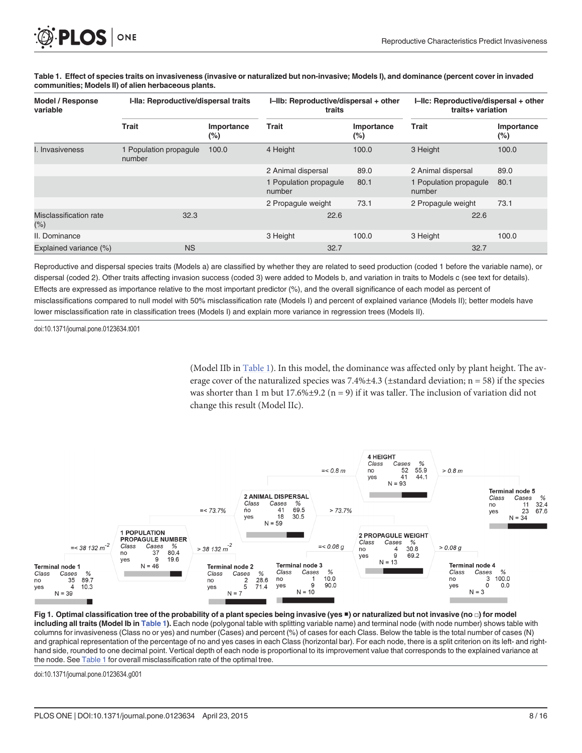**Table 1. Effect of species traits on invasiveness (invasive or naturalized but non-invasive; Models I), and dominance (percent cover in invaded communities; Models II) of alien herbaceous plants.**

| Model / Response variable | I-IIa: Reproductive/dispersal traits | | I–IIb: Reproductive/dispersal + other traits | | I–IIc: Reproductive/dispersal + other traits+ variation | |
|---|---|---|---|---|---|---|
| | Trait | Importance (%) | Trait | Importance (%) | Trait | Importance (%) |
| I. Invasiveness | 1 Population propagule number | 100.0 | 4 Height | 100.0 | 3 Height | 100.0 |
| | | | 2 Animal dispersal | 89.0 | 2 Animal dispersal | 89.0 |
| | | | 1 Population propagule number | 80.1 | 1 Population propagule number | 80.1 |
| | | | 2 Propagule weight | 73.1 | 2 Propagule weight | 73.1 |
| Misclassification rate (%) | 32.3 | | 22.6 | | 22.6 | |
| II. Dominance | | | 3 Height | 100.0 | 3 Height | 100.0 |
| Explained variance (%) | NS | | 32.7 | | 32.7 | |

Reproductive and dispersal species traits (Models a) are classified by whether they are related to seed production (coded 1 before the variable name), or dispersal (coded 2). Other traits affecting invasion success (coded 3) were added to Models b, and variation in traits to Models c (see text for details). Effects are expressed as importance relative to the most important predictor (%), and the overall significance of each model as percent of misclassifications compared to null model with 50% misclassification rate (Models I) and percent of explained variance (Models II); better models have lower misclassification rate in classification trees (Models I) and explain more variance in regression trees (Models II).

doi:10.1371/journal.pone.0123634.t001

(Model IIb in Table 1). In this model, the dominance was affected only by plant height. The average cover of the naturalized species was 7.4%±4.3 (±standard deviation; n = 58) if the species was shorter than 1 m but 17.6%±9.2 (n = 9) if it was taller. The inclusion of variation did not change this result (Model IIc).

**Fig 1. Optimal classification tree of the probability of a plant species being invasive (yes ■) or naturalized but not invasive (no □) for model including all traits (Model Ib in Table 1).** Each node (polygonal table with splitting variable name) and terminal node (with node number) shows table with columns for invasiveness (Class no or yes) and number (Cases) and percent (%) of cases for each Class. Below the table is the total number of cases (N) and graphical representation of the percentage of no and yes cases in each Class (horizontal bar). For each node, there is a split criterion on its left- and right-hand side, rounded to one decimal point. Vertical depth of each node is proportional to its improvement value that corresponds to the explained variance at the node. See Table 1 for overall misclassification rate of the optimal tree.

doi:10.1371/journal.pone.0123634.g001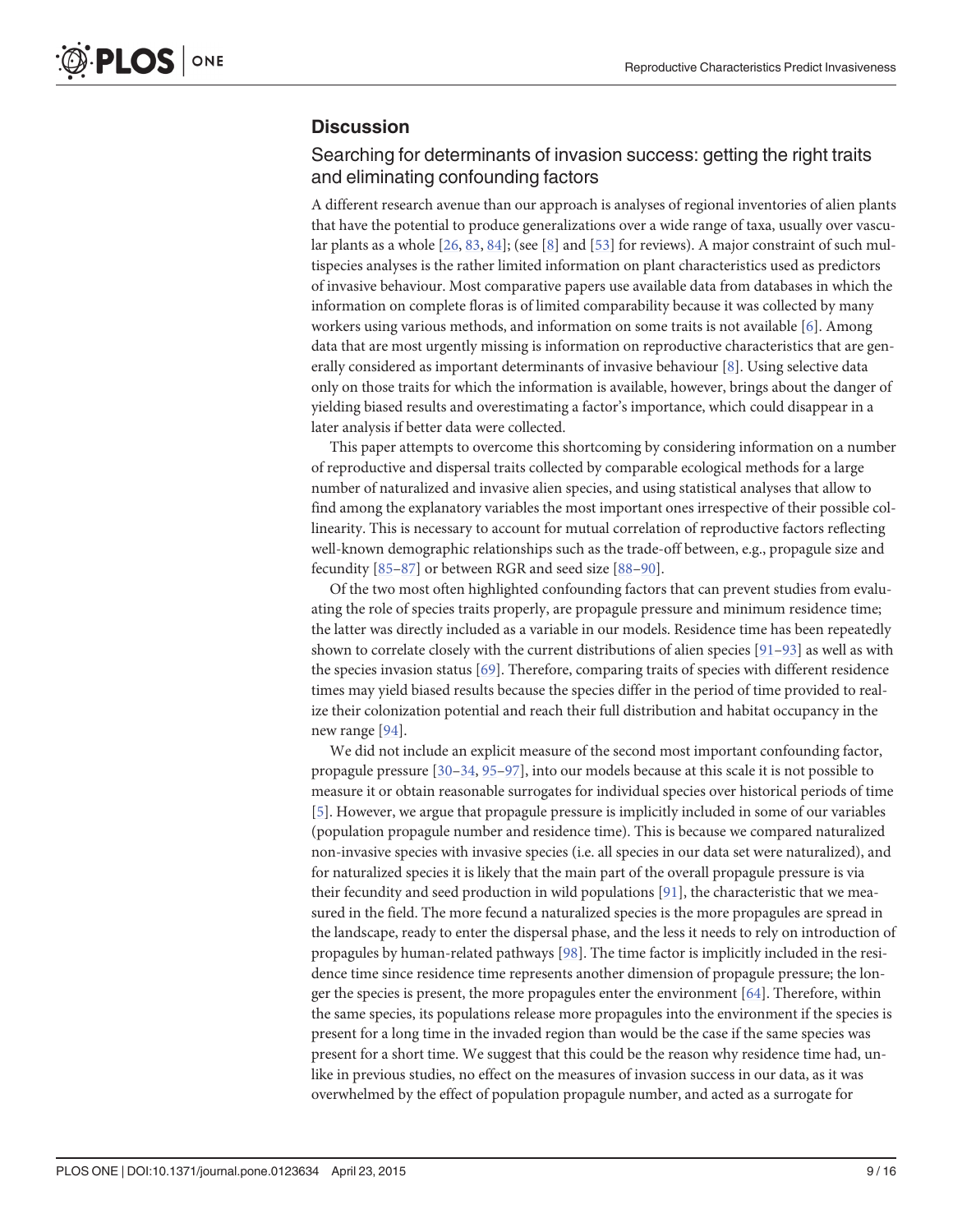## Discussion

### Searching for determinants of invasion success: getting the right traits and eliminating confounding factors

A different research avenue than our approach is analyses of regional inventories of alien plants that have the potential to produce generalizations over a wide range of taxa, usually over vascular plants as a whole [26, 83, 84]; (see [8] and [53] for reviews). A major constraint of such multispecies analyses is the rather limited information on plant characteristics used as predictors of invasive behaviour. Most comparative papers use available data from databases in which the information on complete floras is of limited comparability because it was collected by many workers using various methods, and information on some traits is not available [6]. Among data that are most urgently missing is information on reproductive characteristics that are generally considered as important determinants of invasive behaviour [8]. Using selective data only on those traits for which the information is available, however, brings about the danger of yielding biased results and overestimating a factor's importance, which could disappear in a later analysis if better data were collected.

This paper attempts to overcome this shortcoming by considering information on a number of reproductive and dispersal traits collected by comparable ecological methods for a large number of naturalized and invasive alien species, and using statistical analyses that allow to find among the explanatory variables the most important ones irrespective of their possible collinearity. This is necessary to account for mutual correlation of reproductive factors reflecting well-known demographic relationships such as the trade-off between, e.g., propagule size and fecundity [85–87] or between RGR and seed size [88–90].

Of the two most often highlighted confounding factors that can prevent studies from evaluating the role of species traits properly, are propagule pressure and minimum residence time; the latter was directly included as a variable in our models. Residence time has been repeatedly shown to correlate closely with the current distributions of alien species [91–93] as well as with the species invasion status [69]. Therefore, comparing traits of species with different residence times may yield biased results because the species differ in the period of time provided to realize their colonization potential and reach their full distribution and habitat occupancy in the new range [94].

We did not include an explicit measure of the second most important confounding factor, propagule pressure [30–34, 95–97], into our models because at this scale it is not possible to measure it or obtain reasonable surrogates for individual species over historical periods of time [5]. However, we argue that propagule pressure is implicitly included in some of our variables (population propagule number and residence time). This is because we compared naturalized non-invasive species with invasive species (i.e. all species in our data set were naturalized), and for naturalized species it is likely that the main part of the overall propagule pressure is via their fecundity and seed production in wild populations [91], the characteristic that we measured in the field. The more fecund a naturalized species is the more propagules are spread in the landscape, ready to enter the dispersal phase, and the less it needs to rely on introduction of propagules by human-related pathways [98]. The time factor is implicitly included in the residence time since residence time represents another dimension of propagule pressure; the longer the species is present, the more propagules enter the environment [64]. Therefore, within the same species, its populations release more propagules into the environment if the species is present for a long time in the invaded region than would be the case if the same species was present for a short time. We suggest that this could be the reason why residence time had, unlike in previous studies, no effect on the measures of invasion success in our data, as it was overwhelmed by the effect of population propagule number, and acted as a surrogate for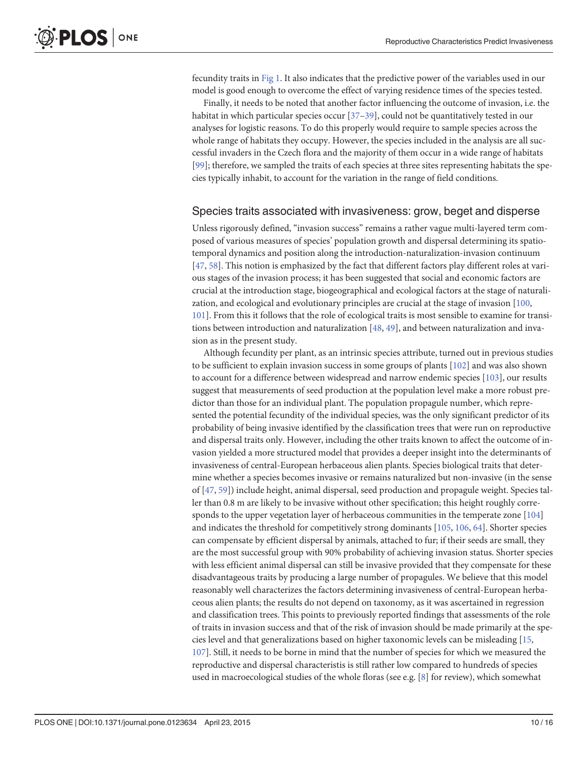fecundity traits in Fig 1. It also indicates that the predictive power of the variables used in our model is good enough to overcome the effect of varying residence times of the species tested.

Finally, it needs to be noted that another factor influencing the outcome of invasion, i.e. the habitat in which particular species occur [37–39], could not be quantitatively tested in our analyses for logistic reasons. To do this properly would require to sample species across the whole range of habitats they occupy. However, the species included in the analysis are all successful invaders in the Czech flora and the majority of them occur in a wide range of habitats [99]; therefore, we sampled the traits of each species at three sites representing habitats the species typically inhabit, to account for the variation in the range of field conditions.

## Species traits associated with invasiveness: grow, beget and disperse

Unless rigorously defined, "invasion success" remains a rather vague multi-layered term composed of various measures of species' population growth and dispersal determining its spatio-temporal dynamics and position along the introduction-naturalization-invasion continuum [47, 58]. This notion is emphasized by the fact that different factors play different roles at various stages of the invasion process; it has been suggested that social and economic factors are crucial at the introduction stage, biogeographical and ecological factors at the stage of naturalization, and ecological and evolutionary principles are crucial at the stage of invasion [100, 101]. From this it follows that the role of ecological traits is most sensible to examine for transitions between introduction and naturalization [48, 49], and between naturalization and invasion as in the present study.

Although fecundity per plant, as an intrinsic species attribute, turned out in previous studies to be sufficient to explain invasion success in some groups of plants [102] and was also shown to account for a difference between widespread and narrow endemic species [103], our results suggest that measurements of seed production at the population level make a more robust predictor than those for an individual plant. The population propagule number, which represented the potential fecundity of the individual species, was the only significant predictor of its probability of being invasive identified by the classification trees that were run on reproductive and dispersal traits only. However, including the other traits known to affect the outcome of invasion yielded a more structured model that provides a deeper insight into the determinants of invasiveness of central-European herbaceous alien plants. Species biological traits that determine whether a species becomes invasive or remains naturalized but non-invasive (in the sense of [47, 59]) include height, animal dispersal, seed production and propagule weight. Species taller than 0.8 m are likely to be invasive without other specification; this height roughly corresponds to the upper vegetation layer of herbaceous communities in the temperate zone [104] and indicates the threshold for competitively strong dominants [105, 106, 64]. Shorter species can compensate by efficient dispersal by animals, attached to fur; if their seeds are small, they are the most successful group with 90% probability of achieving invasion status. Shorter species with less efficient animal dispersal can still be invasive provided that they compensate for these disadvantageous traits by producing a large number of propagules. We believe that this model reasonably well characterizes the factors determining invasiveness of central-European herbaceous alien plants; the results do not depend on taxonomy, as it was ascertained in regression and classification trees. This points to previously reported findings that assessments of the role of traits in invasion success and that of the risk of invasion should be made primarily at the species level and that generalizations based on higher taxonomic levels can be misleading [15, 107]. Still, it needs to be borne in mind that the number of species for which we measured the reproductive and dispersal characteristis is still rather low compared to hundreds of species used in macroecological studies of the whole floras (see e.g. [8] for review), which somewhat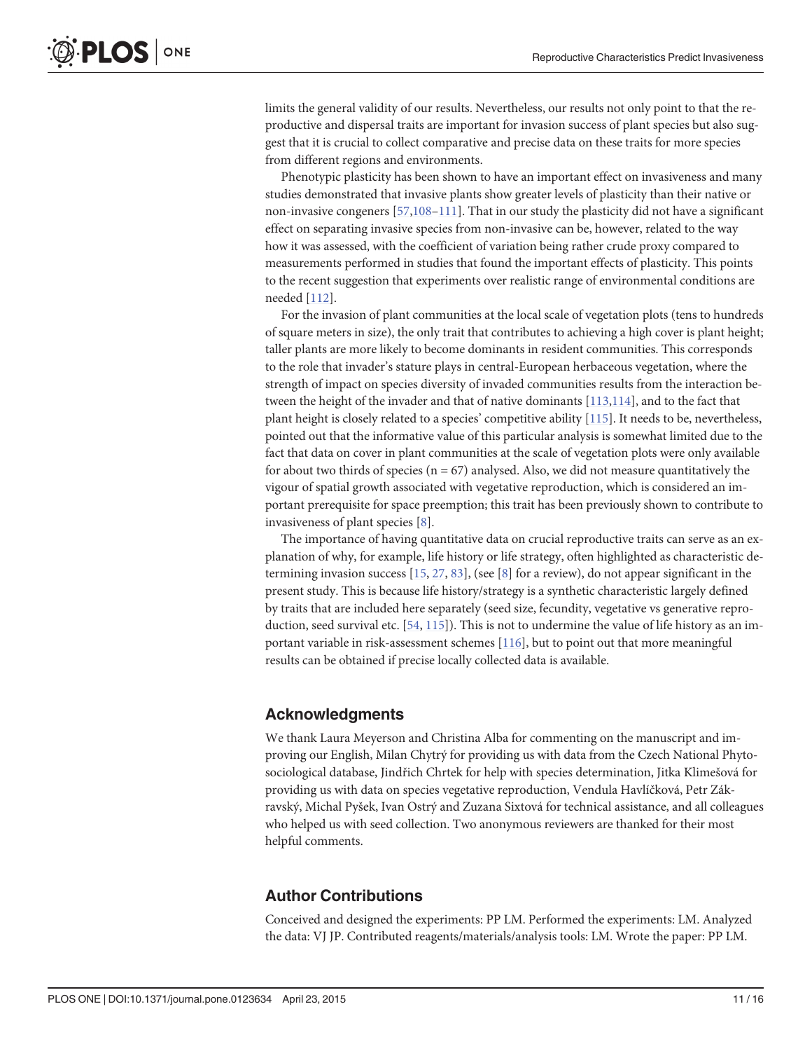limits the general validity of our results. Nevertheless, our results not only point to that the reproductive and dispersal traits are important for invasion success of plant species but also suggest that it is crucial to collect comparative and precise data on these traits for more species from different regions and environments.

Phenotypic plasticity has been shown to have an important effect on invasiveness and many studies demonstrated that invasive plants show greater levels of plasticity than their native or non-invasive congeners [57,108–111]. That in our study the plasticity did not have a significant effect on separating invasive species from non-invasive can be, however, related to the way how it was assessed, with the coefficient of variation being rather crude proxy compared to measurements performed in studies that found the important effects of plasticity. This points to the recent suggestion that experiments over realistic range of environmental conditions are needed [112].

For the invasion of plant communities at the local scale of vegetation plots (tens to hundreds of square meters in size), the only trait that contributes to achieving a high cover is plant height; taller plants are more likely to become dominants in resident communities. This corresponds to the role that invader's stature plays in central-European herbaceous vegetation, where the strength of impact on species diversity of invaded communities results from the interaction between the height of the invader and that of native dominants [113,114], and to the fact that plant height is closely related to a species' competitive ability [115]. It needs to be, nevertheless, pointed out that the informative value of this particular analysis is somewhat limited due to the fact that data on cover in plant communities at the scale of vegetation plots were only available for about two thirds of species (n = 67) analysed. Also, we did not measure quantitatively the vigour of spatial growth associated with vegetative reproduction, which is considered an important prerequisite for space preemption; this trait has been previously shown to contribute to invasiveness of plant species [8].

The importance of having quantitative data on crucial reproductive traits can serve as an explanation of why, for example, life history or life strategy, often highlighted as characteristic determining invasion success [15, 27, 83], (see [8] for a review), do not appear significant in the present study. This is because life history/strategy is a synthetic characteristic largely defined by traits that are included here separately (seed size, fecundity, vegetative vs generative reproduction, seed survival etc. [54, 115]). This is not to undermine the value of life history as an important variable in risk-assessment schemes [116], but to point out that more meaningful results can be obtained if precise locally collected data is available.

## Acknowledgments

We thank Laura Meyerson and Christina Alba for commenting on the manuscript and improving our English, Milan Chytrý for providing us with data from the Czech National Phytosociological database, Jindřich Chrtek for help with species determination, Jitka Klimešová for providing us with data on species vegetative reproduction, Vendula Havlíčková, Petr Zákravský, Michal Pyšek, Ivan Ostrý and Zuzana Sixtová for technical assistance, and all colleagues who helped us with seed collection. Two anonymous reviewers are thanked for their most helpful comments.

## Author Contributions

Conceived and designed the experiments: PP LM. Performed the experiments: LM. Analyzed the data: VJ JP. Contributed reagents/materials/analysis tools: LM. Wrote the paper: PP LM.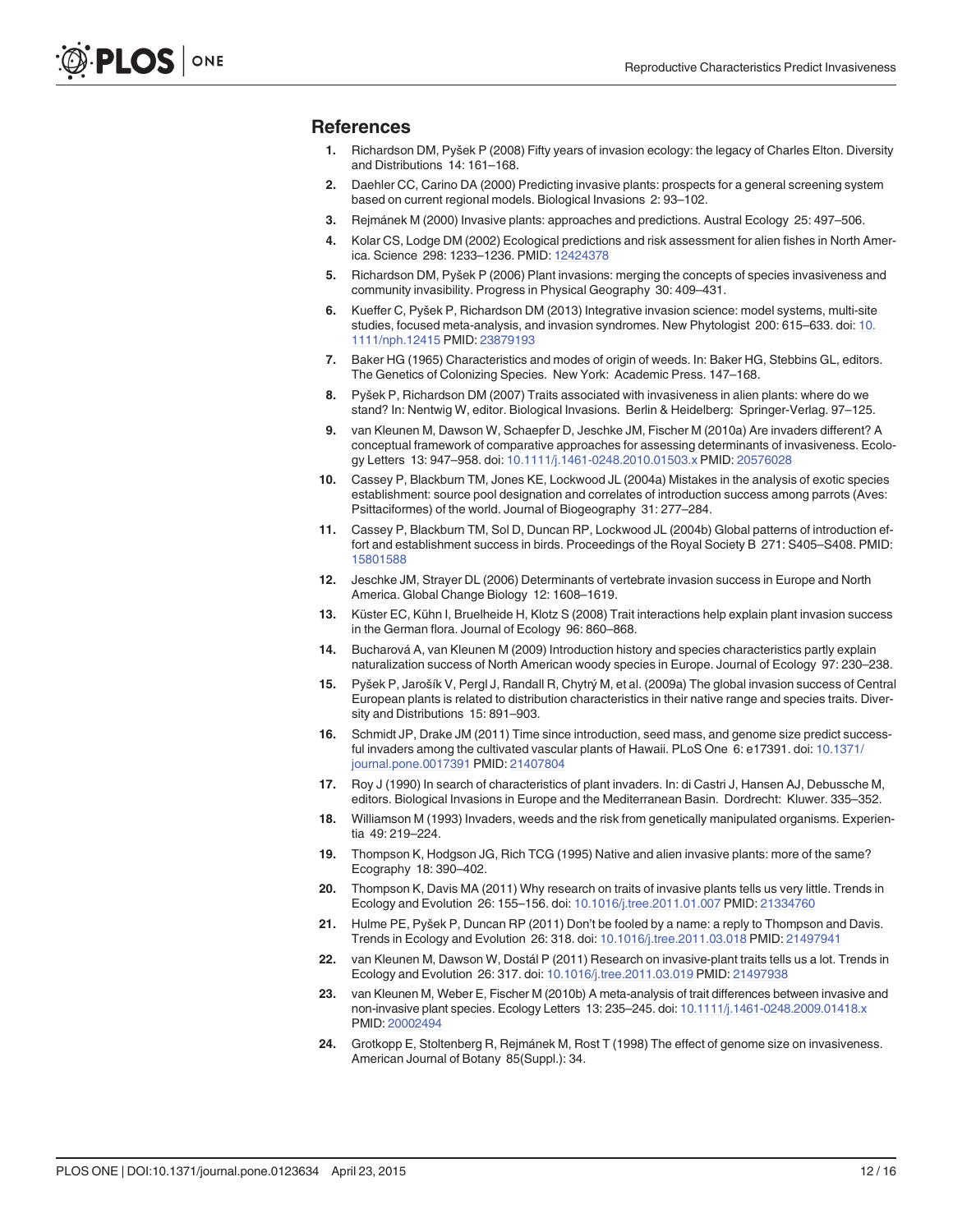## References

1. Richardson DM, Pyšek P (2008) Fifty years of invasion ecology: the legacy of Charles Elton. Diversity and Distributions 14: 161–168.
2. Daehler CC, Carino DA (2000) Predicting invasive plants: prospects for a general screening system based on current regional models. Biological Invasions 2: 93–102.
3. Rejmánek M (2000) Invasive plants: approaches and predictions. Austral Ecology 25: 497–506.
4. Kolar CS, Lodge DM (2002) Ecological predictions and risk assessment for alien fishes in North America. Science 298: 1233–1236. PMID: 12424378
5. Richardson DM, Pyšek P (2006) Plant invasions: merging the concepts of species invasiveness and community invasibility. Progress in Physical Geography 30: 409–431.
6. Kueffer C, Pyšek P, Richardson DM (2013) Integrative invasion science: model systems, multi-site studies, focused meta-analysis, and invasion syndromes. New Phytologist 200: 615–633. doi: 10.1111/nph.12415 PMID: 23879193
7. Baker HG (1965) Characteristics and modes of origin of weeds. In: Baker HG, Stebbins GL, editors. The Genetics of Colonizing Species. New York: Academic Press. 147–168.
8. Pyšek P, Richardson DM (2007) Traits associated with invasiveness in alien plants: where do we stand? In: Nentwig W, editor. Biological Invasions. Berlin & Heidelberg: Springer-Verlag. 97–125.
9. van Kleunen M, Dawson W, Schaepfer D, Jeschke JM, Fischer M (2010a) Are invaders different? A conceptual framework of comparative approaches for assessing determinants of invasiveness. Ecology Letters 13: 947–958. doi: 10.1111/j.1461-0248.2010.01503.x PMID: 20576028
10. Cassey P, Blackburn TM, Jones KE, Lockwood JL (2004a) Mistakes in the analysis of exotic species establishment: source pool designation and correlates of introduction success among parrots (Aves: Psittaciformes) of the world. Journal of Biogeography 31: 277–284.
11. Cassey P, Blackburn TM, Sol D, Duncan RP, Lockwood JL (2004b) Global patterns of introduction effort and establishment success in birds. Proceedings of the Royal Society B 271: S405–S408. PMID: 15801588
12. Jeschke JM, Strayer DL (2006) Determinants of vertebrate invasion success in Europe and North America. Global Change Biology 12: 1608–1619.
13. Küster EC, Kühn I, Bruelheide H, Klotz S (2008) Trait interactions help explain plant invasion success in the German flora. Journal of Ecology 96: 860–868.
14. Bucharová A, van Kleunen M (2009) Introduction history and species characteristics partly explain naturalization success of North American woody species in Europe. Journal of Ecology 97: 230–238.
15. Pyšek P, Jarošík V, Pergl J, Randall R, Chytrý M, et al. (2009a) The global invasion success of Central European plants is related to distribution characteristics in their native range and species traits. Diversity and Distributions 15: 891–903.
16. Schmidt JP, Drake JM (2011) Time since introduction, seed mass, and genome size predict successful invaders among the cultivated vascular plants of Hawaii. PLoS One 6: e17391. doi: 10.1371/journal.pone.0017391 PMID: 21407804
17. Roy J (1990) In search of characteristics of plant invaders. In: di Castri J, Hansen AJ, Debussche M, editors. Biological Invasions in Europe and the Mediterranean Basin. Dordrecht: Kluwer. 335–352.
18. Williamson M (1993) Invaders, weeds and the risk from genetically manipulated organisms. Experientia 49: 219–224.
19. Thompson K, Hodgson JG, Rich TCG (1995) Native and alien invasive plants: more of the same? Ecography 18: 390–402.
20. Thompson K, Davis MA (2011) Why research on traits of invasive plants tells us very little. Trends in Ecology and Evolution 26: 155–156. doi: 10.1016/j.tree.2011.01.007 PMID: 21334760
21. Hulme PE, Pyšek P, Duncan RP (2011) Don't be fooled by a name: a reply to Thompson and Davis. Trends in Ecology and Evolution 26: 318. doi: 10.1016/j.tree.2011.03.018 PMID: 21497941
22. van Kleunen M, Dawson W, Dostál P (2011) Research on invasive-plant traits tells us a lot. Trends in Ecology and Evolution 26: 317. doi: 10.1016/j.tree.2011.03.019 PMID: 21497938
23. van Kleunen M, Weber E, Fischer M (2010b) A meta-analysis of trait differences between invasive and non-invasive plant species. Ecology Letters 13: 235–245. doi: 10.1111/j.1461-0248.2009.01418.x PMID: 20002494
24. Grotkopp E, Stoltenberg R, Rejmánek M, Rost T (1998) The effect of genome size on invasiveness. American Journal of Botany 85(Suppl.): 34.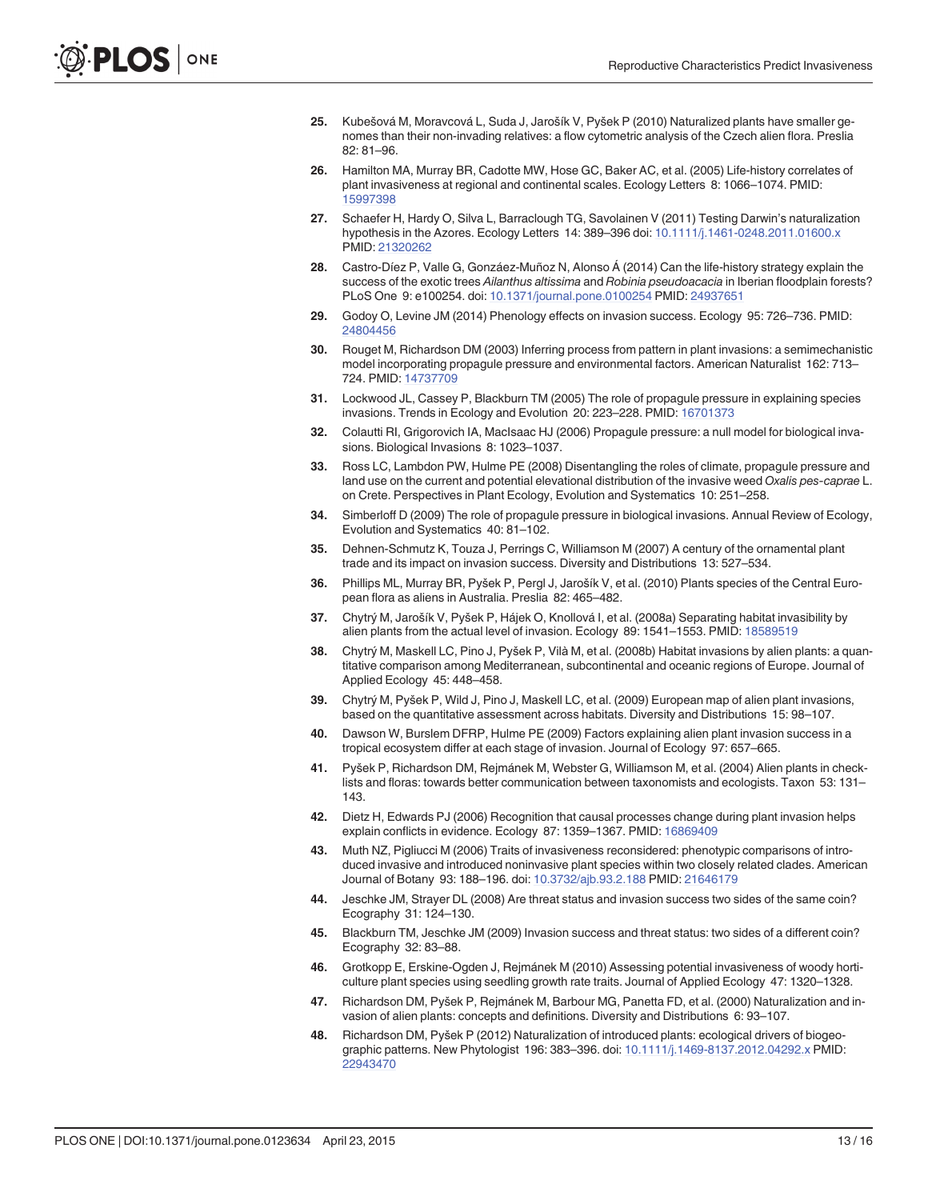25. Kubešová M, Moravcová L, Suda J, Jarošík V, Pyšek P (2010) Naturalized plants have smaller genomes than their non-invading relatives: a flow cytometric analysis of the Czech alien flora. Preslia 82: 81–96.

26. Hamilton MA, Murray BR, Cadotte MW, Hose GC, Baker AC, et al. (2005) Life-history correlates of plant invasiveness at regional and continental scales. Ecology Letters 8: 1066–1074. PMID: 15997398

27. Schaefer H, Hardy O, Silva L, Barraclough TG, Savolainen V (2011) Testing Darwin's naturalization hypothesis in the Azores. Ecology Letters 14: 389–396 doi: 10.1111/j.1461-0248.2011.01600.x PMID: 21320262

28. Castro-Díez P, Valle G, Gonzáez-Muñoz N, Alonso Á (2014) Can the life-history strategy explain the success of the exotic trees *Ailanthus altissima* and *Robinia pseudoacacia* in Iberian floodplain forests? PLoS One 9: e100254. doi: 10.1371/journal.pone.0100254 PMID: 24937651

29. Godoy O, Levine JM (2014) Phenology effects on invasion success. Ecology 95: 726–736. PMID: 24804456

30. Rouget M, Richardson DM (2003) Inferring process from pattern in plant invasions: a semimechanistic model incorporating propagule pressure and environmental factors. American Naturalist 162: 713–724. PMID: 14737709

31. Lockwood JL, Cassey P, Blackburn TM (2005) The role of propagule pressure in explaining species invasions. Trends in Ecology and Evolution 20: 223–228. PMID: 16701373

32. Colautti RI, Grigorovich IA, MacIsaac HJ (2006) Propagule pressure: a null model for biological invasions. Biological Invasions 8: 1023–1037.

33. Ross LC, Lambdon PW, Hulme PE (2008) Disentangling the roles of climate, propagule pressure and land use on the current and potential elevational distribution of the invasive weed *Oxalis pes-caprae* L. on Crete. Perspectives in Plant Ecology, Evolution and Systematics 10: 251–258.

34. Simberloff D (2009) The role of propagule pressure in biological invasions. Annual Review of Ecology, Evolution and Systematics 40: 81–102.

35. Dehnen-Schmutz K, Touza J, Perrings C, Williamson M (2007) A century of the ornamental plant trade and its impact on invasion success. Diversity and Distributions 13: 527–534.

36. Phillips ML, Murray BR, Pyšek P, Pergl J, Jarošík V, et al. (2010) Plants species of the Central European flora as aliens in Australia. Preslia 82: 465–482.

37. Chytrý M, Jarošík V, Pyšek P, Hájek O, Knollová I, et al. (2008a) Separating habitat invasibility by alien plants from the actual level of invasion. Ecology 89: 1541–1553. PMID: 18589519

38. Chytrý M, Maskell LC, Pino J, Pyšek P, Vilà M, et al. (2008b) Habitat invasions by alien plants: a quantitative comparison among Mediterranean, subcontinental and oceanic regions of Europe. Journal of Applied Ecology 45: 448–458.

39. Chytrý M, Pyšek P, Wild J, Pino J, Maskell LC, et al. (2009) European map of alien plant invasions, based on the quantitative assessment across habitats. Diversity and Distributions 15: 98–107.

40. Dawson W, Burslem DFRP, Hulme PE (2009) Factors explaining alien plant invasion success in a tropical ecosystem differ at each stage of invasion. Journal of Ecology 97: 657–665.

41. Pyšek P, Richardson DM, Rejmánek M, Webster G, Williamson M, et al. (2004) Alien plants in checklists and floras: towards better communication between taxonomists and ecologists. Taxon 53: 131–143.

42. Dietz H, Edwards PJ (2006) Recognition that causal processes change during plant invasion helps explain conflicts in evidence. Ecology 87: 1359–1367. PMID: 16869409

43. Muth NZ, Pigliucci M (2006) Traits of invasiveness reconsidered: phenotypic comparisons of introduced invasive and introduced noninvasive plant species within two closely related clades. American Journal of Botany 93: 188–196. doi: 10.3732/ajb.93.2.188 PMID: 21646179

44. Jeschke JM, Strayer DL (2008) Are threat status and invasion success two sides of the same coin? Ecography 31: 124–130.

45. Blackburn TM, Jeschke JM (2009) Invasion success and threat status: two sides of a different coin? Ecography 32: 83–88.

46. Grotkopp E, Erskine-Ogden J, Rejmánek M (2010) Assessing potential invasiveness of woody horticulture plant species using seedling growth rate traits. Journal of Applied Ecology 47: 1320–1328.

47. Richardson DM, Pyšek P, Rejmánek M, Barbour MG, Panetta FD, et al. (2000) Naturalization and invasion of alien plants: concepts and definitions. Diversity and Distributions 6: 93–107.

48. Richardson DM, Pyšek P (2012) Naturalization of introduced plants: ecological drivers of biogeographic patterns. New Phytologist 196: 383–396. doi: 10.1111/j.1469-8137.2012.04292.x PMID: 22943470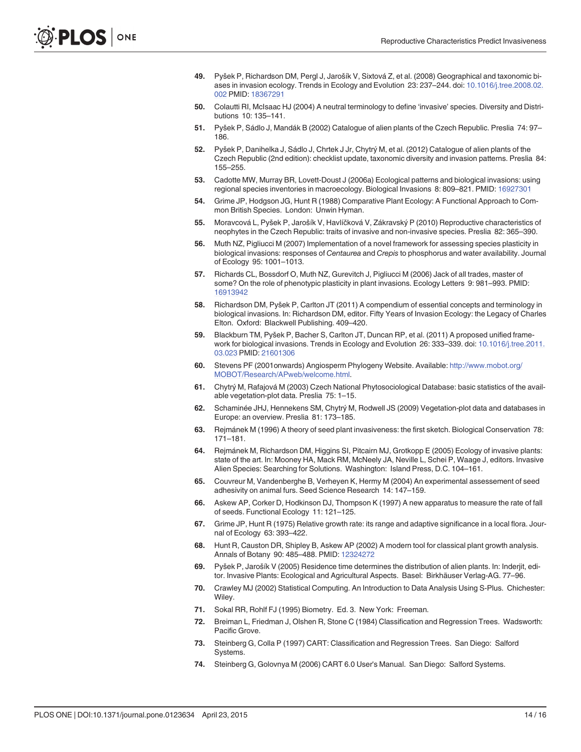49. Pyšek P, Richardson DM, Pergl J, Jarošík V, Sixtová Z, et al. (2008) Geographical and taxonomic biases in invasion ecology. Trends in Ecology and Evolution 23: 237–244. doi: 10.1016/j.tree.2008.02.002 PMID: 18367291

50. Colautti RI, McIsaac HJ (2004) A neutral terminology to define 'invasive' species. Diversity and Distributions 10: 135–141.

51. Pyšek P, Sádlo J, Mandák B (2002) Catalogue of alien plants of the Czech Republic. Preslia 74: 97–186.

52. Pyšek P, Danihelka J, Sádlo J, Chrtek J Jr, Chytrý M, et al. (2012) Catalogue of alien plants of the Czech Republic (2nd edition): checklist update, taxonomic diversity and invasion patterns. Preslia 84: 155–255.

53. Cadotte MW, Murray BR, Lovett-Doust J (2006a) Ecological patterns and biological invasions: using regional species inventories in macroecology. Biological Invasions 8: 809–821. PMID: 16927301

54. Grime JP, Hodgson JG, Hunt R (1988) Comparative Plant Ecology: A Functional Approach to Common British Species. London: Unwin Hyman.

55. Moravcová L, Pyšek P, Jarošík V, Havlíčková V, Zákravský P (2010) Reproductive characteristics of neophytes in the Czech Republic: traits of invasive and non-invasive species. Preslia 82: 365–390.

56. Muth NZ, Pigliucci M (2007) Implementation of a novel framework for assessing species plasticity in biological invasions: responses of *Centaurea* and *Crepis* to phosphorus and water availability. Journal of Ecology 95: 1001–1013.

57. Richards CL, Bossdorf O, Muth NZ, Gurevitch J, Pigliucci M (2006) Jack of all trades, master of some? On the role of phenotypic plasticity in plant invasions. Ecology Letters 9: 981–993. PMID: 16913942

58. Richardson DM, Pyšek P, Carlton JT (2011) A compendium of essential concepts and terminology in biological invasions. In: Richardson DM, editor. Fifty Years of Invasion Ecology: the Legacy of Charles Elton. Oxford: Blackwell Publishing. 409–420.

59. Blackburn TM, Pyšek P, Bacher S, Carlton JT, Duncan RP, et al. (2011) A proposed unified framework for biological invasions. Trends in Ecology and Evolution 26: 333–339. doi: 10.1016/j.tree.2011.03.023 PMID: 21601306

60. Stevens PF (2001onwards) Angiosperm Phylogeny Website. Available: http://www.mobot.org/MOBOT/Research/APweb/welcome.html.

61. Chytrý M, Rafajová M (2003) Czech National Phytosociological Database: basic statistics of the available vegetation-plot data. Preslia 75: 1–15.

62. Schaminée JHJ, Hennekens SM, Chytrý M, Rodwell JS (2009) Vegetation-plot data and databases in Europe: an overview. Preslia 81: 173–185.

63. Rejmánek M (1996) A theory of seed plant invasiveness: the first sketch. Biological Conservation 78: 171–181.

64. Rejmánek M, Richardson DM, Higgins SI, Pitcairn MJ, Grotkopp E (2005) Ecology of invasive plants: state of the art. In: Mooney HA, Mack RM, McNeely JA, Neville L, Schei P, Waage J, editors. Invasive Alien Species: Searching for Solutions. Washington: Island Press, D.C. 104–161.

65. Couvreur M, Vandenberghe B, Verheyen K, Hermy M (2004) An experimental assessement of seed adhesivity on animal furs. Seed Science Research 14: 147–159.

66. Askew AP, Corker D, Hodkinson DJ, Thompson K (1997) A new apparatus to measure the rate of fall of seeds. Functional Ecology 11: 121–125.

67. Grime JP, Hunt R (1975) Relative growth rate: its range and adaptive significance in a local flora. Journal of Ecology 63: 393–422.

68. Hunt R, Causton DR, Shipley B, Askew AP (2002) A modern tool for classical plant growth analysis. Annals of Botany 90: 485–488. PMID: 12324272

69. Pyšek P, Jarošík V (2005) Residence time determines the distribution of alien plants. In: Inderjit, editor. Invasive Plants: Ecological and Agricultural Aspects. Basel: Birkhäuser Verlag-AG. 77–96.

70. Crawley MJ (2002) Statistical Computing. An Introduction to Data Analysis Using S-Plus. Chichester: Wiley.

71. Sokal RR, Rohlf FJ (1995) Biometry. Ed. 3. New York: Freeman.

72. Breiman L, Friedman J, Olshen R, Stone C (1984) Classification and Regression Trees. Wadsworth: Pacific Grove.

73. Steinberg G, Colla P (1997) CART: Classification and Regression Trees. San Diego: Salford Systems.

74. Steinberg G, Golovnya M (2006) CART 6.0 User's Manual. San Diego: Salford Systems.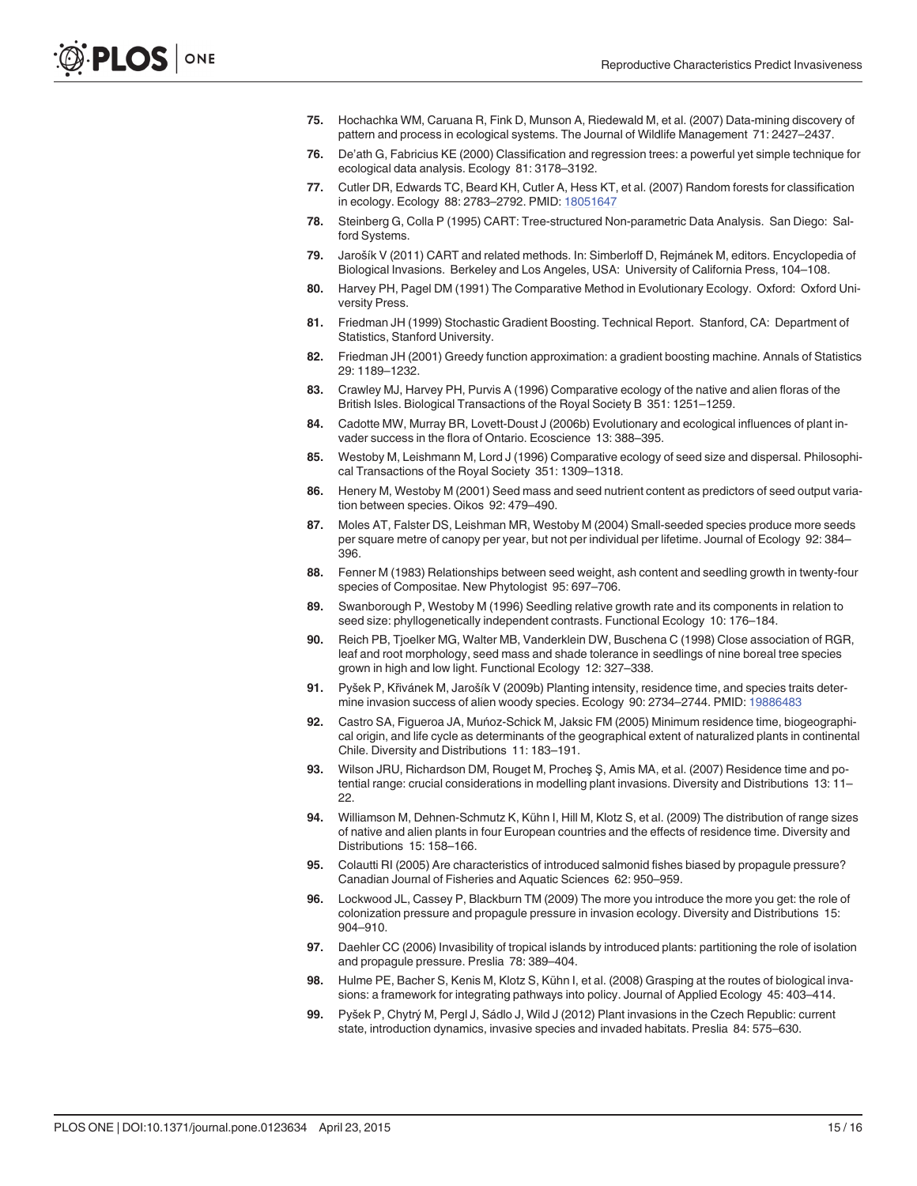75. Hochachka WM, Caruana R, Fink D, Munson A, Riedewald M, et al. (2007) Data-mining discovery of pattern and process in ecological systems. The Journal of Wildlife Management 71: 2427–2437.
76. De'ath G, Fabricius KE (2000) Classification and regression trees: a powerful yet simple technique for ecological data analysis. Ecology 81: 3178–3192.
77. Cutler DR, Edwards TC, Beard KH, Cutler A, Hess KT, et al. (2007) Random forests for classification in ecology. Ecology 88: 2783–2792. PMID: 18051647
78. Steinberg G, Colla P (1995) CART: Tree-structured Non-parametric Data Analysis. San Diego: Salford Systems.
79. Jarošík V (2011) CART and related methods. In: Simberloff D, Rejmánek M, editors. Encyclopedia of Biological Invasions. Berkeley and Los Angeles, USA: University of California Press, 104–108.
80. Harvey PH, Pagel DM (1991) The Comparative Method in Evolutionary Ecology. Oxford: Oxford University Press.
81. Friedman JH (1999) Stochastic Gradient Boosting. Technical Report. Stanford, CA: Department of Statistics, Stanford University.
82. Friedman JH (2001) Greedy function approximation: a gradient boosting machine. Annals of Statistics 29: 1189–1232.
83. Crawley MJ, Harvey PH, Purvis A (1996) Comparative ecology of the native and alien floras of the British Isles. Biological Transactions of the Royal Society B 351: 1251–1259.
84. Cadotte MW, Murray BR, Lovett-Doust J (2006b) Evolutionary and ecological influences of plant invader success in the flora of Ontario. Ecoscience 13: 388–395.
85. Westoby M, Leishmann M, Lord J (1996) Comparative ecology of seed size and dispersal. Philosophical Transactions of the Royal Society 351: 1309–1318.
86. Henery M, Westoby M (2001) Seed mass and seed nutrient content as predictors of seed output variation between species. Oikos 92: 479–490.
87. Moles AT, Falster DS, Leishman MR, Westoby M (2004) Small-seeded species produce more seeds per square metre of canopy per year, but not per individual per lifetime. Journal of Ecology 92: 384–396.
88. Fenner M (1983) Relationships between seed weight, ash content and seedling growth in twenty-four species of Compositae. New Phytologist 95: 697–706.
89. Swanborough P, Westoby M (1996) Seedling relative growth rate and its components in relation to seed size: phyllogenetically independent contrasts. Functional Ecology 10: 176–184.
90. Reich PB, Tjoelker MG, Walter MB, Vanderklein DW, Buschena C (1998) Close association of RGR, leaf and root morphology, seed mass and shade tolerance in seedlings of nine boreal tree species grown in high and low light. Functional Ecology 12: 327–338.
91. Pyšek P, Křivánek M, Jarošík V (2009b) Planting intensity, residence time, and species traits determine invasion success of alien woody species. Ecology 90: 2734–2744. PMID: 19886483
92. Castro SA, Figueroa JA, Mućnoz-Schick M, Jaksic FM (2005) Minimum residence time, biogeographical origin, and life cycle as determinants of the geographical extent of naturalized plants in continental Chile. Diversity and Distributions 11: 183–191.
93. Wilson JRU, Richardson DM, Rouget M, Procheş Ş, Amis MA, et al. (2007) Residence time and potential range: crucial considerations in modelling plant invasions. Diversity and Distributions 13: 11–22.
94. Williamson M, Dehnen-Schmutz K, Kühn I, Hill M, Klotz S, et al. (2009) The distribution of range sizes of native and alien plants in four European countries and the effects of residence time. Diversity and Distributions 15: 158–166.
95. Colautti RI (2005) Are characteristics of introduced salmonid fishes biased by propagule pressure? Canadian Journal of Fisheries and Aquatic Sciences 62: 950–959.
96. Lockwood JL, Cassey P, Blackburn TM (2009) The more you introduce the more you get: the role of colonization pressure and propagule pressure in invasion ecology. Diversity and Distributions 15: 904–910.
97. Daehler CC (2006) Invasibility of tropical islands by introduced plants: partitioning the role of isolation and propagule pressure. Preslia 78: 389–404.
98. Hulme PE, Bacher S, Kenis M, Klotz S, Kühn I, et al. (2008) Grasping at the routes of biological invasions: a framework for integrating pathways into policy. Journal of Applied Ecology 45: 403–414.
99. Pyšek P, Chytrý M, Pergl J, Sádlo J, Wild J (2012) Plant invasions in the Czech Republic: current state, introduction dynamics, invasive species and invaded habitats. Preslia 84: 575–630.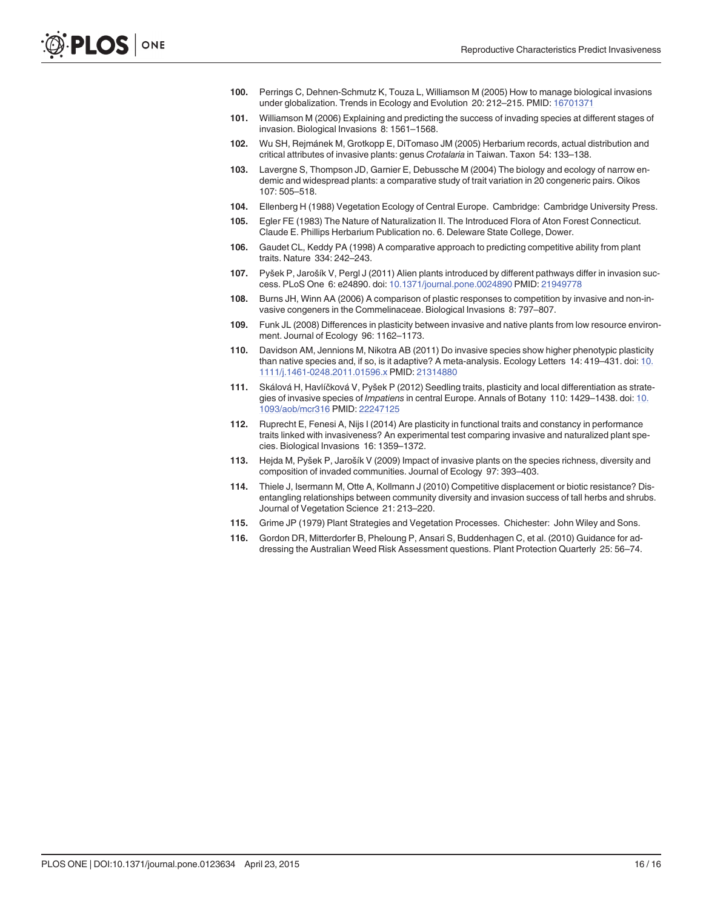100. Perrings C, Dehnen-Schmutz K, Touza L, Williamson M (2005) How to manage biological invasions under globalization. Trends in Ecology and Evolution 20: 212–215. PMID: 16701371

101. Williamson M (2006) Explaining and predicting the success of invading species at different stages of invasion. Biological Invasions 8: 1561–1568.

102. Wu SH, Rejmánek M, Grotkopp E, DiTomaso JM (2005) Herbarium records, actual distribution and critical attributes of invasive plants: genus *Crotalaria* in Taiwan. Taxon 54: 133–138.

103. Lavergne S, Thompson JD, Garnier E, Debussche M (2004) The biology and ecology of narrow endemic and widespread plants: a comparative study of trait variation in 20 congeneric pairs. Oikos 107: 505–518.

104. Ellenberg H (1988) Vegetation Ecology of Central Europe. Cambridge: Cambridge University Press.

105. Egler FE (1983) The Nature of Naturalization II. The Introduced Flora of Aton Forest Connecticut. Claude E. Phillips Herbarium Publication no. 6. Deleware State College, Dower.

106. Gaudet CL, Keddy PA (1998) A comparative approach to predicting competitive ability from plant traits. Nature 334: 242–243.

107. Pyšek P, Jarošík V, Pergl J (2011) Alien plants introduced by different pathways differ in invasion success. PLoS One 6: e24890. doi: 10.1371/journal.pone.0024890 PMID: 21949778

108. Burns JH, Winn AA (2006) A comparison of plastic responses to competition by invasive and non-invasive congeners in the Commelinaceae. Biological Invasions 8: 797–807.

109. Funk JL (2008) Differences in plasticity between invasive and native plants from low resource environment. Journal of Ecology 96: 1162–1173.

110. Davidson AM, Jennions M, Nikotra AB (2011) Do invasive species show higher phenotypic plasticity than native species and, if so, is it adaptive? A meta-analysis. Ecology Letters 14: 419–431. doi: 10.1111/j.1461-0248.2011.01596.x PMID: 21314880

111. Skálová H, Havlíčková V, Pyšek P (2012) Seedling traits, plasticity and local differentiation as strategies of invasive species of *Impatiens* in central Europe. Annals of Botany 110: 1429–1438. doi: 10.1093/aob/mcr316 PMID: 22247125

112. Ruprecht E, Fenesi A, Nijs I (2014) Are plasticity in functional traits and constancy in performance traits linked with invasiveness? An experimental test comparing invasive and naturalized plant species. Biological Invasions 16: 1359–1372.

113. Hejda M, Pyšek P, Jarošík V (2009) Impact of invasive plants on the species richness, diversity and composition of invaded communities. Journal of Ecology 97: 393–403.

114. Thiele J, Isermann M, Otte A, Kollmann J (2010) Competitive displacement or biotic resistance? Disentangling relationships between community diversity and invasion success of tall herbs and shrubs. Journal of Vegetation Science 21: 213–220.

115. Grime JP (1979) Plant Strategies and Vegetation Processes. Chichester: John Wiley and Sons.

116. Gordon DR, Mitterdorfer B, Pheloung P, Ansari S, Buddenhagen C, et al. (2010) Guidance for addressing the Australian Weed Risk Assessment questions. Plant Protection Quarterly 25: 56–74.